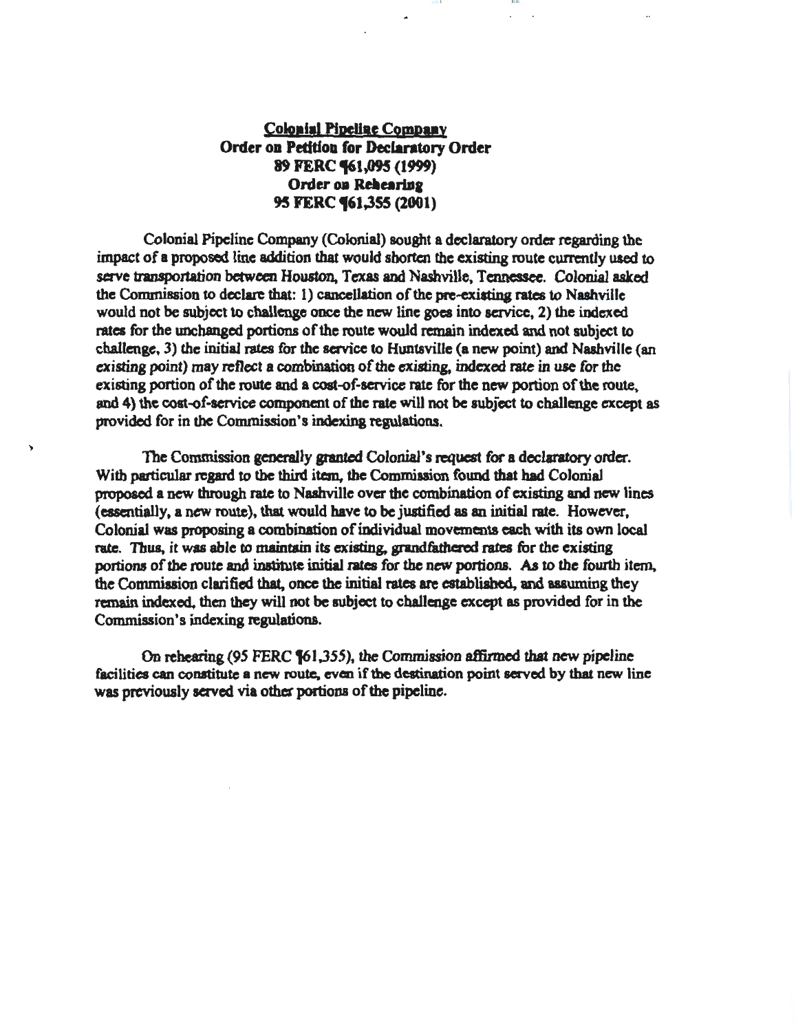**Colonial Pipeline Company**
**Order on Petition for Declaratory Order**
**89 FERC ¶61,095 (1999)**
**Order on Rehearing**
**95 FERC ¶61,355 (2001)**

Colonial Pipeline Company (Colonial) sought a declaratory order regarding the impact of a proposed line addition that would shorten the existing route currently used to serve transportation between Houston, Texas and Nashville, Tennessee. Colonial asked the Commission to declare that: 1) cancellation of the pre-existing rates to Nashville would not be subject to challenge once the new line goes into service, 2) the indexed rates for the unchanged portions of the route would remain indexed and not subject to challenge, 3) the initial rates for the service to Huntsville (a new point) and Nashville (an existing point) may reflect a combination of the existing, indexed rate in use for the existing portion of the route and a cost-of-service rate for the new portion of the route, and 4) the cost-of-service component of the rate will not be subject to challenge except as provided for in the Commission's indexing regulations.

The Commission generally granted Colonial's request for a declaratory order. With particular regard to the third item, the Commission found that had Colonial proposed a new through rate to Nashville over the combination of existing and new lines (essentially, a new route), that would have to be justified as an initial rate. However, Colonial was proposing a combination of individual movements each with its own local rate. Thus, it was able to maintain its existing, grandfathered rates for the existing portions of the route and institute initial rates for the new portions. As to the fourth item, the Commission clarified that, once the initial rates are established, and assuming they remain indexed, then they will not be subject to challenge except as provided for in the Commission's indexing regulations.

On rehearing (95 FERC ¶61,355), the Commission affirmed that new pipeline facilities can constitute a new route, even if the destination point served by that new line was previously served via other portions of the pipeline.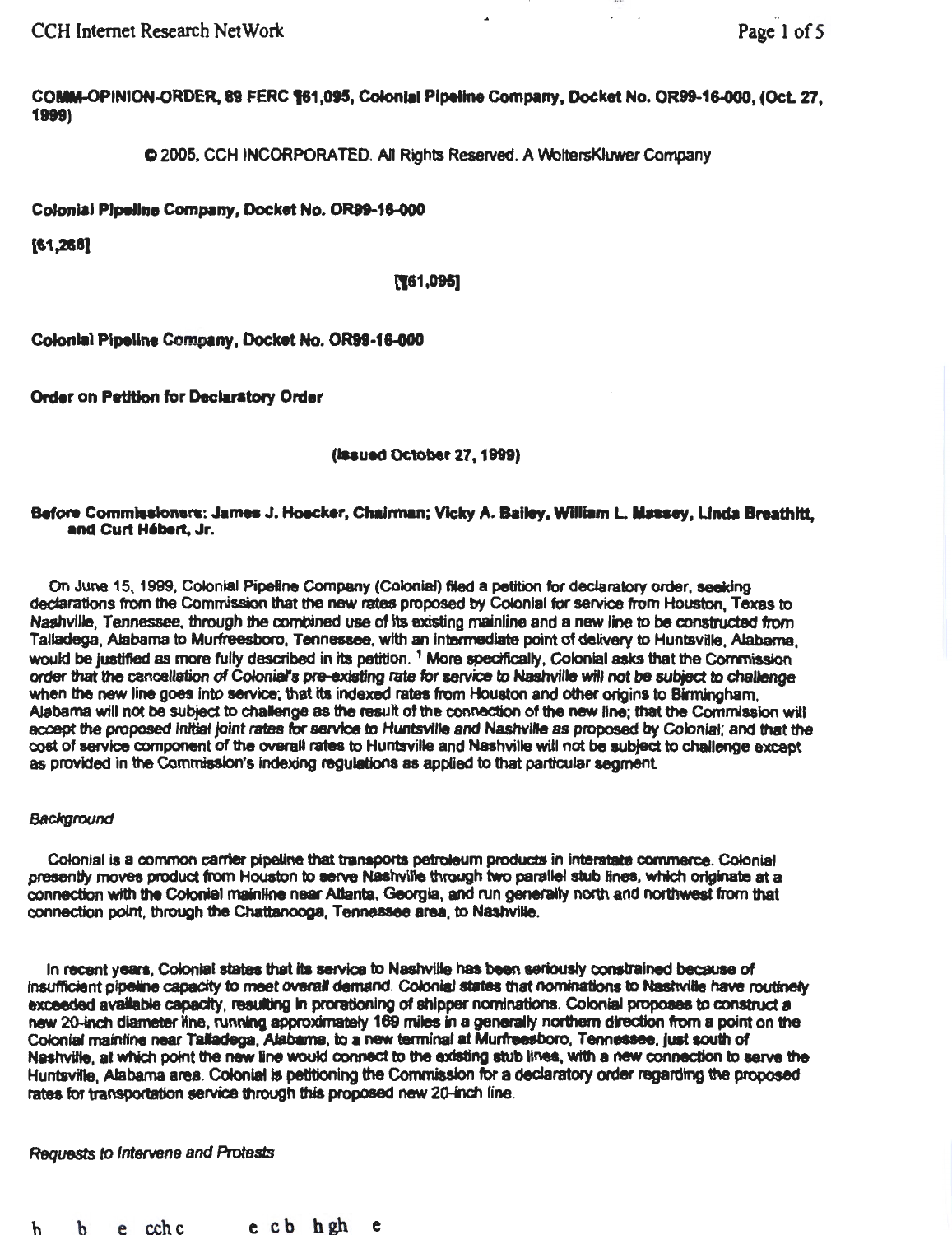COMM-OPINION-ORDER, 89 FERC ¶61,095, Colonial Pipeline Company, Docket No. OR99-16-000, (Oct. 27, 1999)

© 2005, CCH INCORPORATED. All Rights Reserved. A WoltersKluwer Company

**Colonial Pipeline Company, Docket No. OR99-16-000**

**[61,268]**

**[¶61,095]**

**Colonial Pipeline Company, Docket No. OR99-16-000**

**Order on Petition for Declaratory Order**

**(Issued October 27, 1999)**

**Before Commissioners: James J. Hoecker, Chairman; Vicky A. Bailey, William L. Massey, Linda Breathitt, and Curt Hébert, Jr.**

On June 15, 1999, Colonial Pipeline Company (Colonial) filed a petition for declaratory order, seeking declarations from the Commission that the new rates proposed by Colonial for service from Houston, Texas to Nashville, Tennessee, through the combined use of its existing mainline and a new line to be constructed from Talladega, Alabama to Murfreesboro, Tennessee, with an intermediate point of delivery to Huntsville, Alabama, would be justified as more fully described in its petition. [1] More specifically, Colonial asks that the Commission order that the cancellation of Colonial's pre-existing rate for service to Nashville will not be subject to challenge when the new line goes into service; that its indexed rates from Houston and other origins to Birmingham, Alabama will not be subject to challenge as the result of the connection of the new line; that the Commission will accept the proposed initial joint rates for service to Huntsville and Nashville as proposed by Colonial; and that the cost of service component of the overall rates to Huntsville and Nashville will not be subject to challenge except as provided in the Commission's indexing regulations as applied to that particular segment.

*Background*

Colonial is a common carrier pipeline that transports petroleum products in interstate commerce. Colonial presently moves product from Houston to serve Nashville through two parallel stub lines, which originate at a connection with the Colonial mainline near Atlanta, Georgia, and run generally north and northwest from that connection point, through the Chattanooga, Tennessee area, to Nashville.

In recent years, Colonial states that its service to Nashville has been seriously constrained because of insufficient pipeline capacity to meet overall demand. Colonial states that nominations to Nashville have routinely exceeded available capacity, resulting in prorationing of shipper nominations. Colonial proposes to construct a new 20-inch diameter line, running approximately 169 miles in a generally northern direction from a point on the Colonial mainline near Talladega, Alabama, to a new terminal at Murfreesboro, Tennessee, just south of Nashville, at which point the new line would connect to the existing stub lines, with a new connection to serve the Huntsville, Alabama area. Colonial is petitioning the Commission for a declaratory order regarding the proposed rates for transportation service through this proposed new 20-inch line.

*Requests to Intervene and Protests*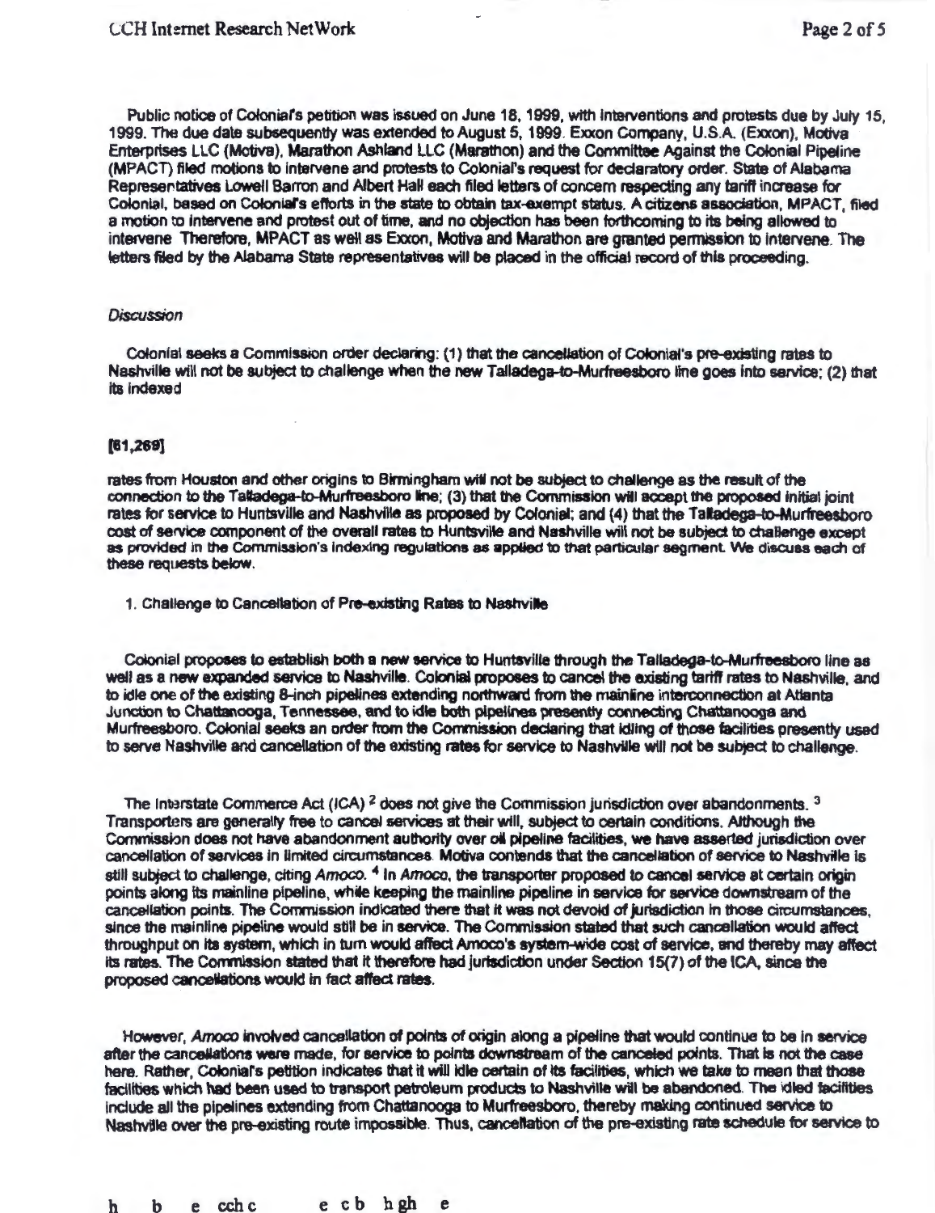Public notice of Colonial's petition was issued on June 18, 1999, with interventions and protests due by July 15, 1999. The due date subsequently was extended to August 5, 1999. Exxon Company, U.S.A. (Exxon), Motiva Enterprises LLC (Motiva), Marathon Ashland LLC (Marathon) and the Committee Against the Colonial Pipeline (MPACT) filed motions to intervene and protests to Colonial's request for declaratory order. State of Alabama Representatives Lowell Barron and Albert Hall each filed letters of concern respecting any tariff increase for Colonial, based on Colonial's efforts in the state to obtain tax-exempt status. A citizens association, MPACT, filed a motion to intervene and protest out of time, and no objection has been forthcoming to its being allowed to intervene. Therefore, MPACT as well as Exxon, Motiva and Marathon are granted permission to intervene. The letters filed by the Alabama State representatives will be placed in the official record of this proceeding.

*Discussion*

Colonial seeks a Commission order declaring: (1) that the cancellation of Colonial's pre-existing rates to Nashville will not be subject to challenge when the new Talladega-to-Murfreesboro line goes into service; (2) that its indexed

**[61,269]**

rates from Houston and other origins to Birmingham will not be subject to challenge as the result of the connection to the Talladega-to-Murfreesboro line; (3) that the Commission will accept the proposed initial joint rates for service to Huntsville and Nashville as proposed by Colonial; and (4) that the Talladega-to-Murfreesboro cost of service component of the overall rates to Huntsville and Nashville will not be subject to challenge except as provided in the Commission's indexing regulations as applied to that particular segment. We discuss each of these requests below.

1. Challenge to Cancellation of Pre-existing Rates to Nashville

Colonial proposes to establish both a new service to Huntsville through the Talladega-to-Murfreesboro line as well as a new expanded service to Nashville. Colonial proposes to cancel the existing tariff rates to Nashville, and to idle one of the existing 8-inch pipelines extending northward from the mainline interconnection at Atlanta Junction to Chattanooga, Tennessee, and to idle both pipelines presently connecting Chattanooga and Murfreesboro. Colonial seeks an order from the Commission declaring that idling of those facilities presently used to serve Nashville and cancellation of the existing rates for service to Nashville will not be subject to challenge.

The Interstate Commerce Act (ICA) [2] does not give the Commission jurisdiction over abandonments. [3] Transporters are generally free to cancel services at their will, subject to certain conditions. Although the Commission does not have abandonment authority over oil pipeline facilities, we have asserted jurisdiction over cancellation of services in limited circumstances. Motiva contends that the cancellation of service to Nashville is still subject to challenge, citing *Amoco*. [4] In *Amoco*, the transporter proposed to cancel service at certain origin points along its mainline pipeline, while keeping the mainline pipeline in service for service downstream of the cancellation points. The Commission indicated there that it was not devoid of jurisdiction in those circumstances, since the mainline pipeline would still be in service. The Commission stated that such cancellation would affect throughput on its system, which in turn would affect Amoco's system-wide cost of service, and thereby may affect its rates. The Commission stated that it therefore had jurisdiction under Section 15(7) of the ICA, since the proposed cancellations would in fact affect rates.

However, *Amoco* involved cancellation of points of origin along a pipeline that would continue to be in service after the cancellations were made, for service to points downstream of the canceled points. That is not the case here. Rather, Colonial's petition indicates that it will idle certain of its facilities, which we take to mean that those facilities which had been used to transport petroleum products to Nashville will be abandoned. The idled facilities include all the pipelines extending from Chattanooga to Murfreesboro, thereby making continued service to Nashville over the pre-existing route impossible. Thus, cancellation of the pre-existing rate schedule for service to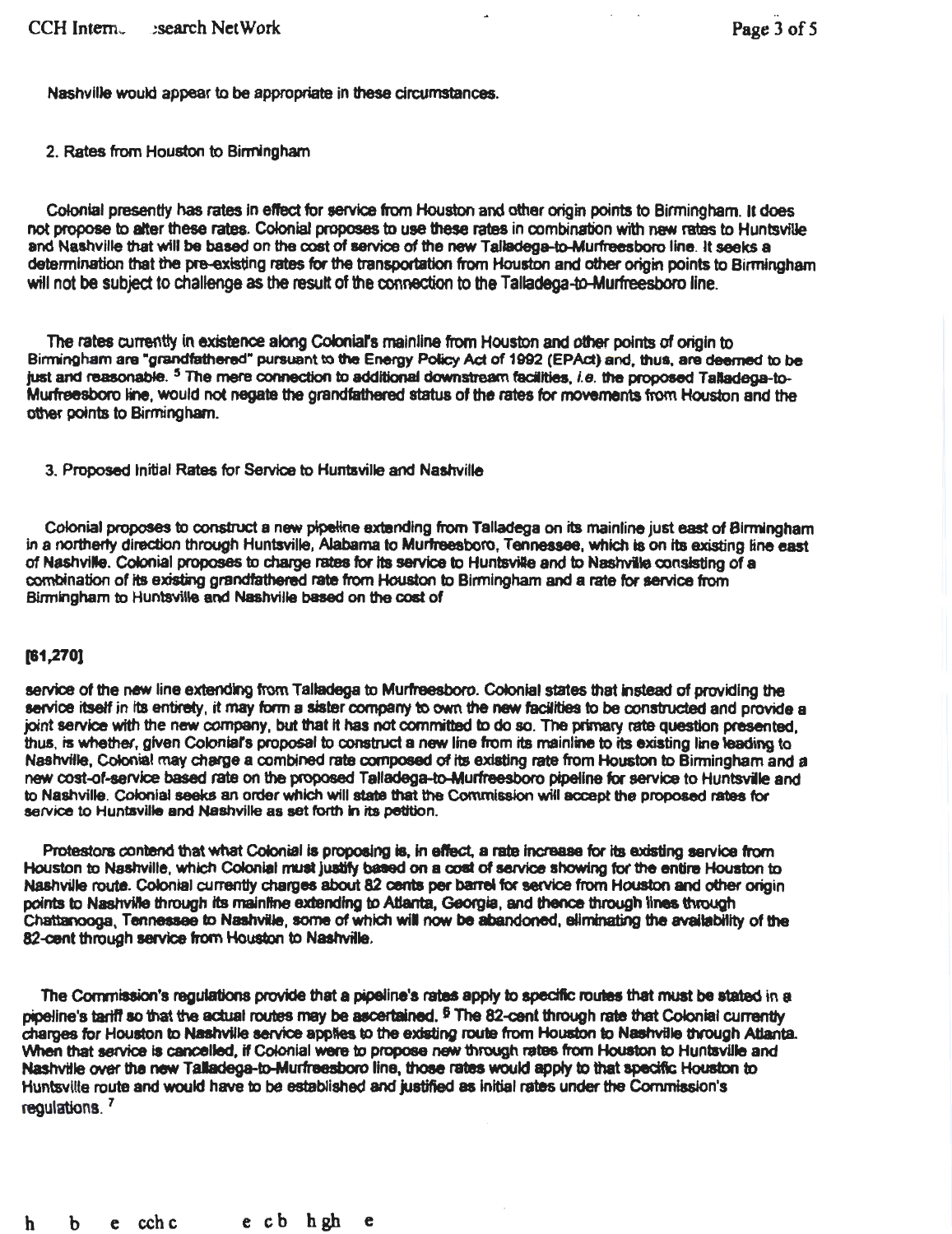Nashville would appear to be appropriate in these circumstances.

2. Rates from Houston to Birmingham

Colonial presently has rates in effect for service from Houston and other origin points to Birmingham. It does not propose to alter these rates. Colonial proposes to use these rates in combination with new rates to Huntsville and Nashville that will be based on the cost of service of the new Talladega-to-Murfreesboro line. It seeks a determination that the pre-existing rates for the transportation from Houston and other origin points to Birmingham will not be subject to challenge as the result of the connection to the Talladega-to-Murfreesboro line.

The rates currently in existence along Colonial's mainline from Houston and other points of origin to Birmingham are "grandfathered" pursuant to the Energy Policy Act of 1992 (EPAct) and, thus, are deemed to be just and reasonable. [5] The mere connection to additional downstream facilities, *i.e.* the proposed Talladega-to-Murfreesboro line, would not negate the grandfathered status of the rates for movements from Houston and the other points to Birmingham.

3. Proposed Initial Rates for Service to Huntsville and Nashville

Colonial proposes to construct a new pipeline extending from Talladega on its mainline just east of Birmingham in a northerly direction through Huntsville, Alabama to Murfreesboro, Tennessee, which is on its existing line east of Nashville. Colonial proposes to charge rates for its service to Huntsville and to Nashville consisting of a combination of its existing grandfathered rate from Houston to Birmingham and a rate for service from Birmingham to Huntsville and Nashville based on the cost of

[61,270]

service of the new line extending from Talladega to Murfreesboro. Colonial states that instead of providing the service itself in its entirety, it may form a sister company to own the new facilities to be constructed and provide a joint service with the new company, but that it has not committed to do so. The primary rate question presented, thus, is whether, given Colonial's proposal to construct a new line from its mainline to its existing line leading to Nashville, Colonial may charge a combined rate composed of its existing rate from Houston to Birmingham and a new cost-of-service based rate on the proposed Talladega-to-Murfreesboro pipeline for service to Huntsville and to Nashville. Colonial seeks an order which will state that the Commission will accept the proposed rates for service to Huntsville and Nashville as set forth in its petition.

Protestors contend that what Colonial is proposing is, in effect, a rate increase for its existing service from Houston to Nashville, which Colonial must justify based on a cost of service showing for the entire Houston to Nashville route. Colonial currently charges about 82 cents per barrel for service from Houston and other origin points to Nashville through its mainline extending to Atlanta, Georgia, and thence through lines through Chattanooga, Tennessee to Nashville, some of which will now be abandoned, eliminating the availability of the 82-cent through service from Houston to Nashville.

The Commission's regulations provide that a pipeline's rates apply to specific routes that must be stated in a pipeline's tariff so that the actual routes may be ascertained. [6] The 82-cent through rate that Colonial currently charges for Houston to Nashville service applies to the existing route from Houston to Nashville through Atlanta. When that service is cancelled, if Colonial were to propose new through rates from Houston to Huntsville and Nashville over the new Talladega-to-Murfreesboro line, those rates would apply to that specific Houston to Huntsville route and would have to be established and justified as initial rates under the Commission's regulations. [7]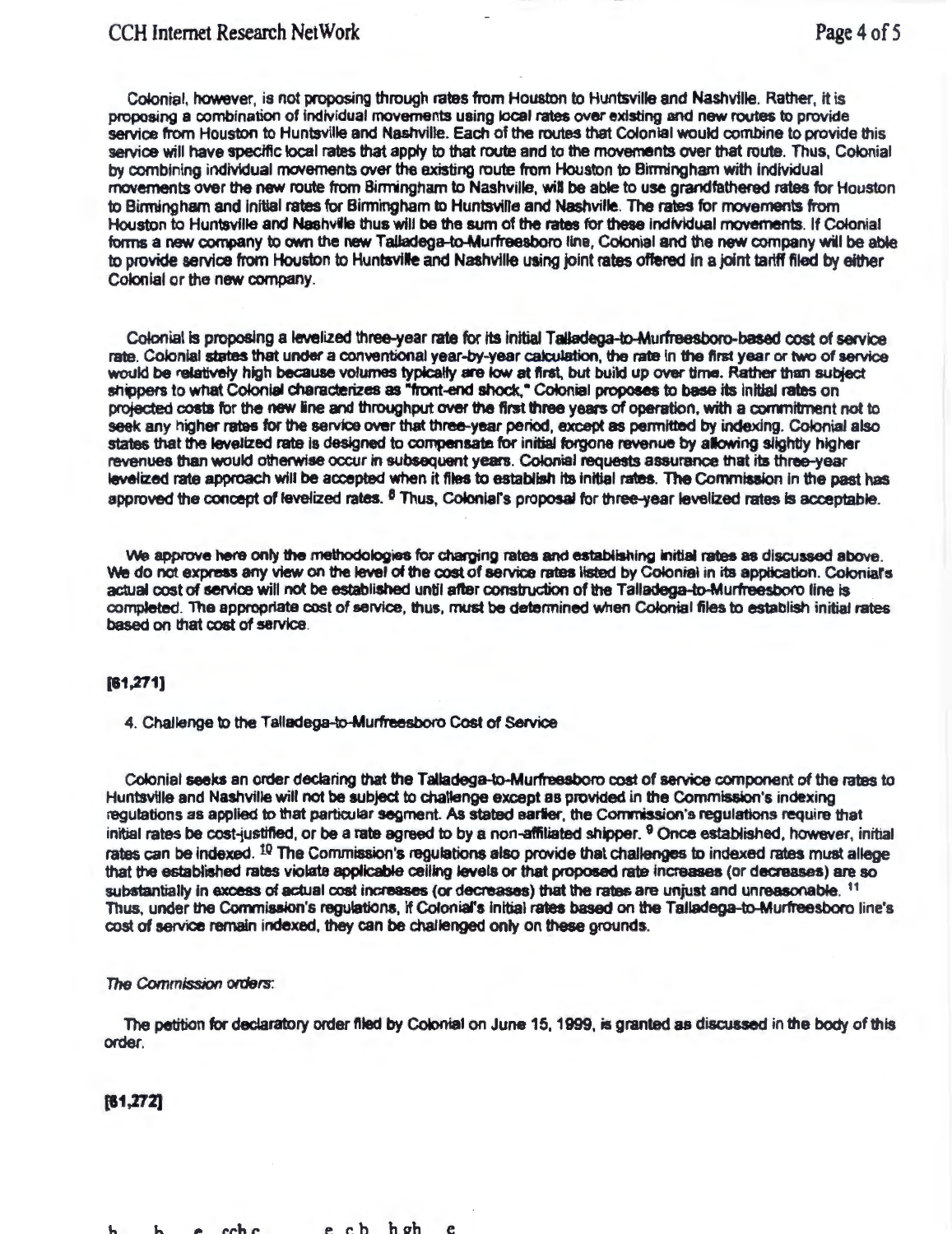Colonial, however, is not proposing through rates from Houston to Huntsville and Nashville. Rather, it is proposing a combination of individual movements using local rates over existing and new routes to provide service from Houston to Huntsville and Nashville. Each of the routes that Colonial would combine to provide this service will have specific local rates that apply to that route and to the movements over that route. Thus, Colonial by combining individual movements over the existing route from Houston to Birmingham with individual movements over the new route from Birmingham to Nashville, will be able to use grandfathered rates for Houston to Birmingham and initial rates for Birmingham to Huntsville and Nashville. The rates for movements from Houston to Huntsville and Nashville thus will be the sum of the rates for these individual movements. If Colonial forms a new company to own the new Talladega-to-Murfreesboro line, Colonial and the new company will be able to provide service from Houston to Huntsville and Nashville using joint rates offered in a joint tariff filed by either Colonial or the new company.

Colonial is proposing a levelized three-year rate for its initial Talladega-to-Murfreesboro-based cost of service rate. Colonial states that under a conventional year-by-year calculation, the rate in the first year or two of service would be relatively high because volumes typically are low at first, but build up over time. Rather than subject shippers to what Colonial characterizes as "front-end shock," Colonial proposes to base its initial rates on projected costs for the new line and throughput over the first three years of operation, with a commitment not to seek any higher rates for the service over that three-year period, except as permitted by indexing. Colonial also states that the levelized rate is designed to compensate for initial forgone revenue by allowing slightly higher revenues than would otherwise occur in subsequent years. Colonial requests assurance that its three-year levelized rate approach will be accepted when it files to establish its initial rates. The Commission in the past has approved the concept of levelized rates. [8] Thus, Colonial's proposal for three-year levelized rates is acceptable.

We approve here only the methodologies for charging rates and establishing initial rates as discussed above. We do not express any view on the level of the cost of service rates listed by Colonial in its application. Colonial's actual cost of service will not be established until after construction of the Talladega-to-Murfreesboro line is completed. The appropriate cost of service, thus, must be determined when Colonial files to establish initial rates based on that cost of service.

**[61,271]**

4. Challenge to the Talladega-to-Murfreesboro Cost of Service

Colonial seeks an order declaring that the Talladega-to-Murfreesboro cost of service component of the rates to Huntsville and Nashville will not be subject to challenge except as provided in the Commission's indexing regulations as applied to that particular segment. As stated earlier, the Commission's regulations require that initial rates be cost-justified, or be a rate agreed to by a non-affiliated shipper. [9] Once established, however, initial rates can be indexed. [10] The Commission's regulations also provide that challenges to indexed rates must allege that the established rates violate applicable ceiling levels or that proposed rate increases (or decreases) are so substantially in excess of actual cost increases (or decreases) that the rates are unjust and unreasonable. [11] Thus, under the Commission's regulations, if Colonial's initial rates based on the Talladega-to-Murfreesboro line's cost of service remain indexed, they can be challenged only on these grounds.

*The Commission orders:*

The petition for declaratory order filed by Colonial on June 15, 1999, is granted as discussed in the body of this order.

**[61,272]**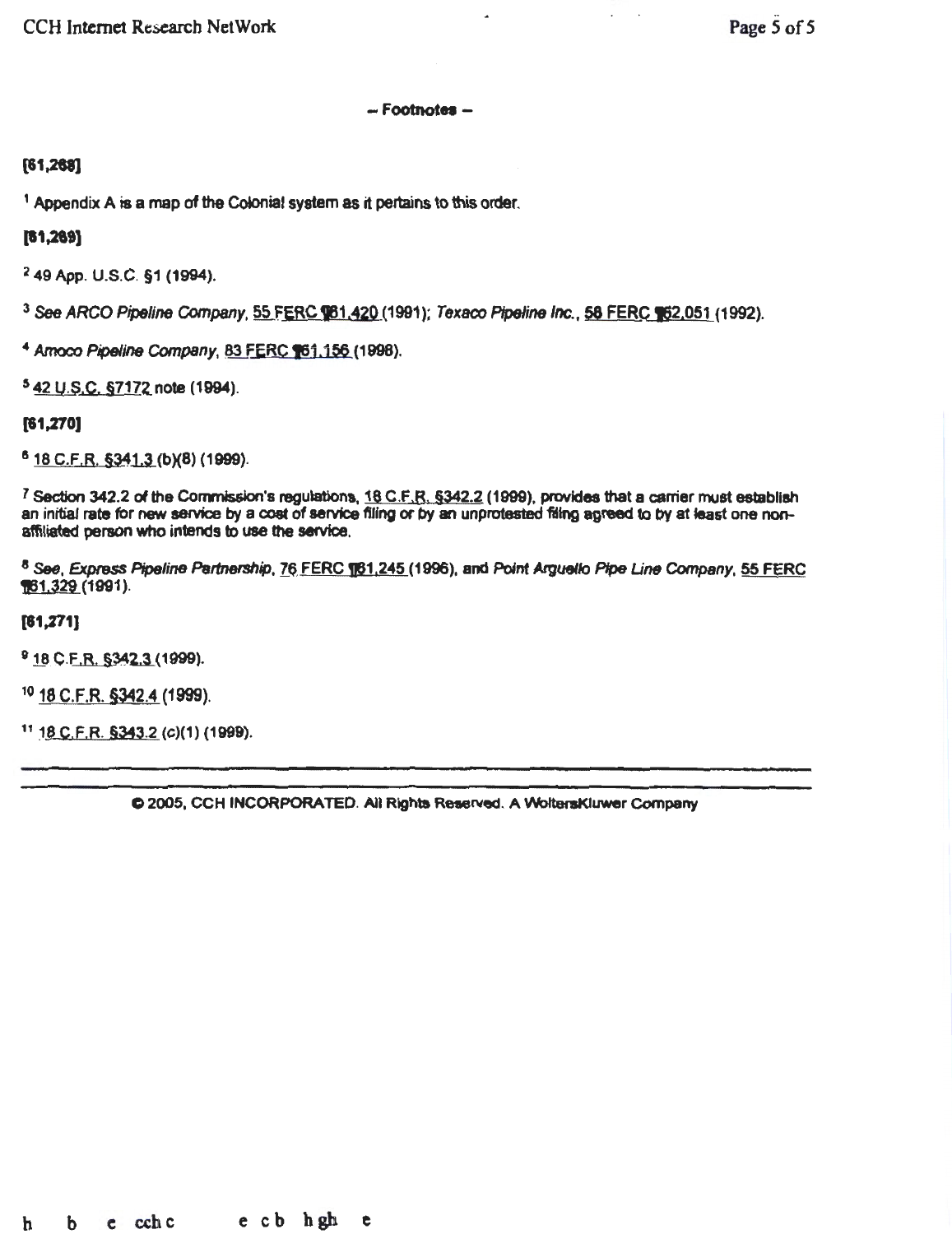– Footnotes –

[61,268]

[1] Appendix A is a map of the Colonial system as it pertains to this order.

[61,269]

[2] 49 App. U.S.C. §1 (1994).

[3] *See ARCO Pipeline Company*, 55 FERC ¶61,420 (1991); *Texaco Pipeline Inc.*, 58 FERC ¶62,051 (1992).

[4] *Amoco Pipeline Company*, 83 FERC ¶61,156 (1998).

[5] 42 U.S.C. §7172 note (1994).

[61,270]

[6] 18 C.F.R. §341.3 (b)(8) (1999).

[7] Section 342.2 of the Commission's regulations, 18 C.F.R. §342.2 (1999), provides that a carrier must establish an initial rate for new service by a cost of service filing or by an unprotested filing agreed to by at least one non-affiliated person who intends to use the service.

[8] *See, Express Pipeline Partnership*, 76 FERC ¶61,245 (1996), and *Point Arguello Pipe Line Company*, 55 FERC ¶61,329 (1991).

[61,271]

[9] 18 C.F.R. §342.3 (1999).

[10] 18 C.F.R. §342.4 (1999).

[11] 18 C.F.R. §343.2 (c)(1) (1999).

---

© 2005, CCH INCORPORATED. All Rights Reserved. A WoltersKluwer Company